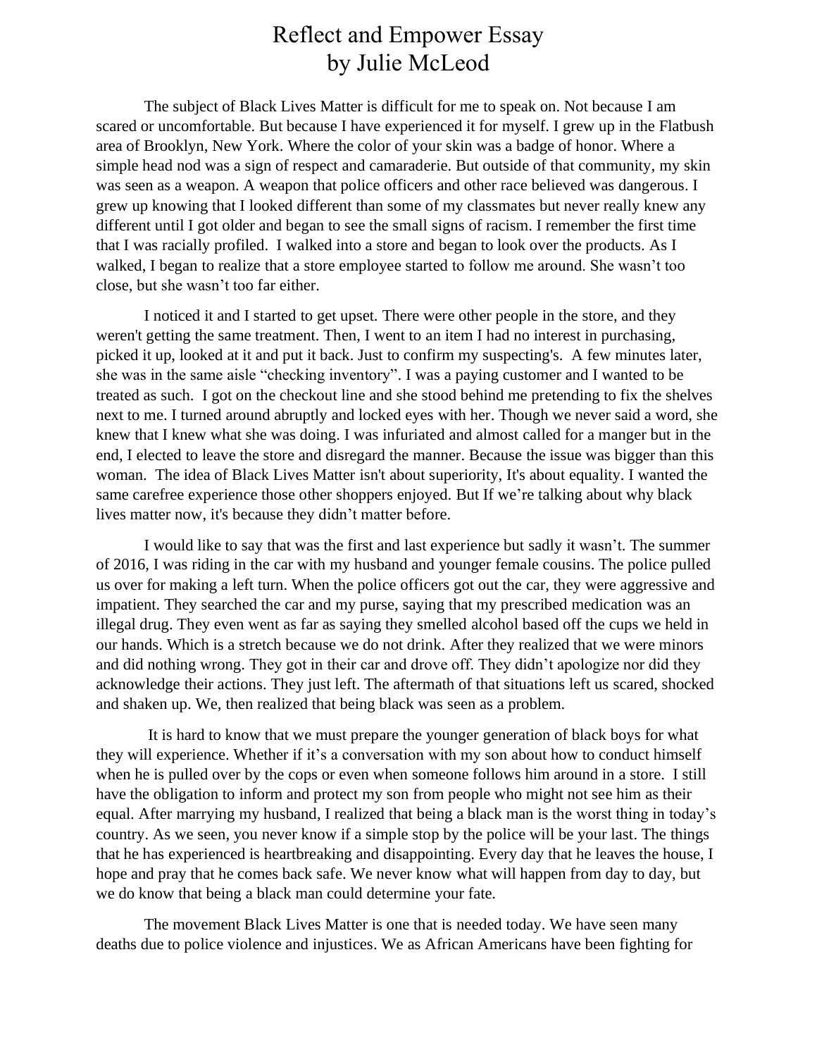# Reflect and Empower Essay
## by Julie McLeod

The subject of Black Lives Matter is difficult for me to speak on. Not because I am scared or uncomfortable. But because I have experienced it for myself. I grew up in the Flatbush area of Brooklyn, New York. Where the color of your skin was a badge of honor. Where a simple head nod was a sign of respect and camaraderie. But outside of that community, my skin was seen as a weapon. A weapon that police officers and other race believed was dangerous. I grew up knowing that I looked different than some of my classmates but never really knew any different until I got older and began to see the small signs of racism. I remember the first time that I was racially profiled. I walked into a store and began to look over the products. As I walked, I began to realize that a store employee started to follow me around. She wasn't too close, but she wasn't too far either.

I noticed it and I started to get upset. There were other people in the store, and they weren't getting the same treatment. Then, I went to an item I had no interest in purchasing, picked it up, looked at it and put it back. Just to confirm my suspecting's. A few minutes later, she was in the same aisle "checking inventory". I was a paying customer and I wanted to be treated as such. I got on the checkout line and she stood behind me pretending to fix the shelves next to me. I turned around abruptly and locked eyes with her. Though we never said a word, she knew that I knew what she was doing. I was infuriated and almost called for a manger but in the end, I elected to leave the store and disregard the manner. Because the issue was bigger than this woman. The idea of Black Lives Matter isn't about superiority, It's about equality. I wanted the same carefree experience those other shoppers enjoyed. But If we're talking about why black lives matter now, it's because they didn't matter before.

I would like to say that was the first and last experience but sadly it wasn't. The summer of 2016, I was riding in the car with my husband and younger female cousins. The police pulled us over for making a left turn. When the police officers got out the car, they were aggressive and impatient. They searched the car and my purse, saying that my prescribed medication was an illegal drug. They even went as far as saying they smelled alcohol based off the cups we held in our hands. Which is a stretch because we do not drink. After they realized that we were minors and did nothing wrong. They got in their car and drove off. They didn't apologize nor did they acknowledge their actions. They just left. The aftermath of that situations left us scared, shocked and shaken up. We, then realized that being black was seen as a problem.

It is hard to know that we must prepare the younger generation of black boys for what they will experience. Whether if it's a conversation with my son about how to conduct himself when he is pulled over by the cops or even when someone follows him around in a store. I still have the obligation to inform and protect my son from people who might not see him as their equal. After marrying my husband, I realized that being a black man is the worst thing in today's country. As we seen, you never know if a simple stop by the police will be your last. The things that he has experienced is heartbreaking and disappointing. Every day that he leaves the house, I hope and pray that he comes back safe. We never know what will happen from day to day, but we do know that being a black man could determine your fate.

The movement Black Lives Matter is one that is needed today. We have seen many deaths due to police violence and injustices. We as African Americans have been fighting for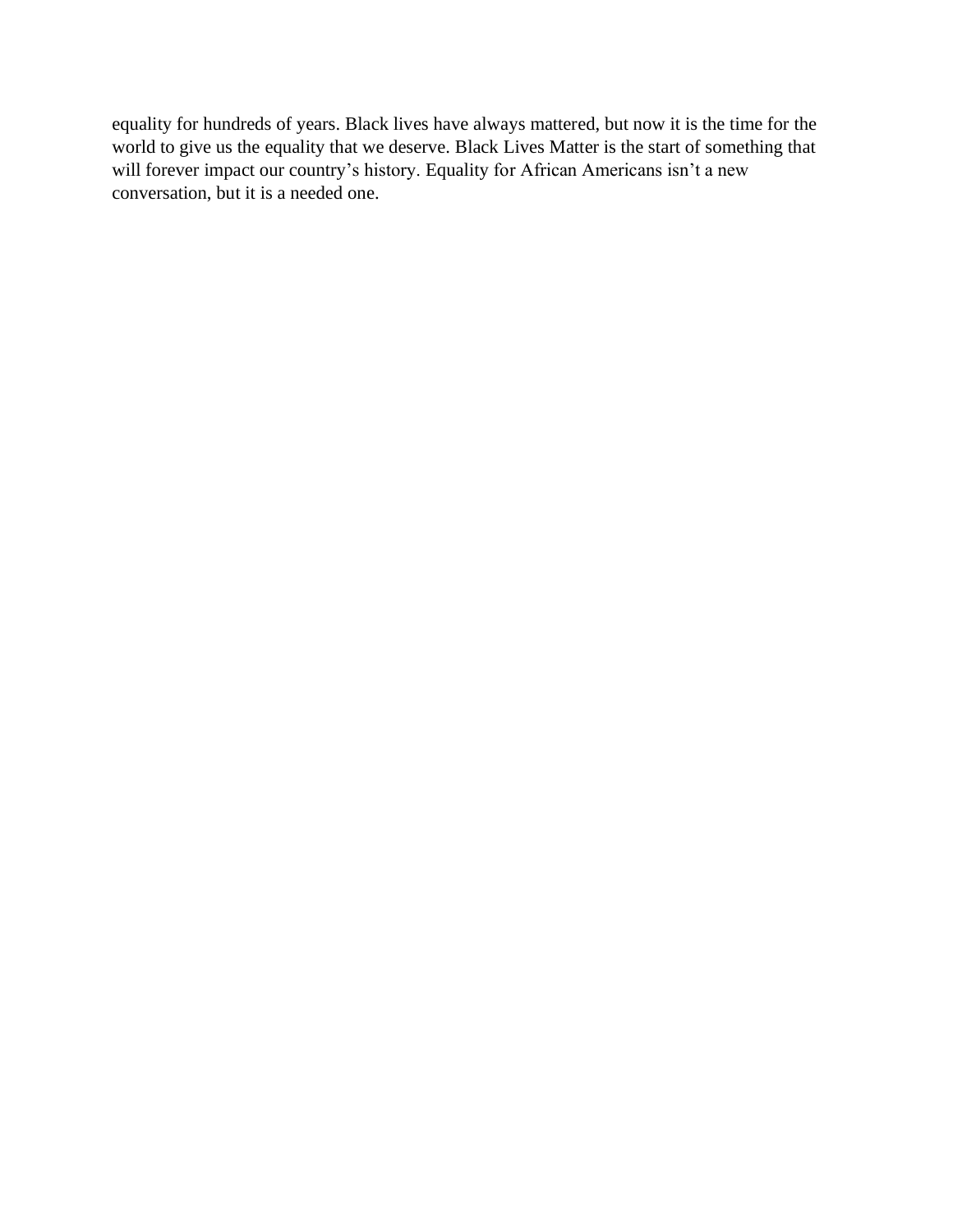equality for hundreds of years. Black lives have always mattered, but now it is the time for the world to give us the equality that we deserve. Black Lives Matter is the start of something that will forever impact our country's history. Equality for African Americans isn't a new conversation, but it is a needed one.